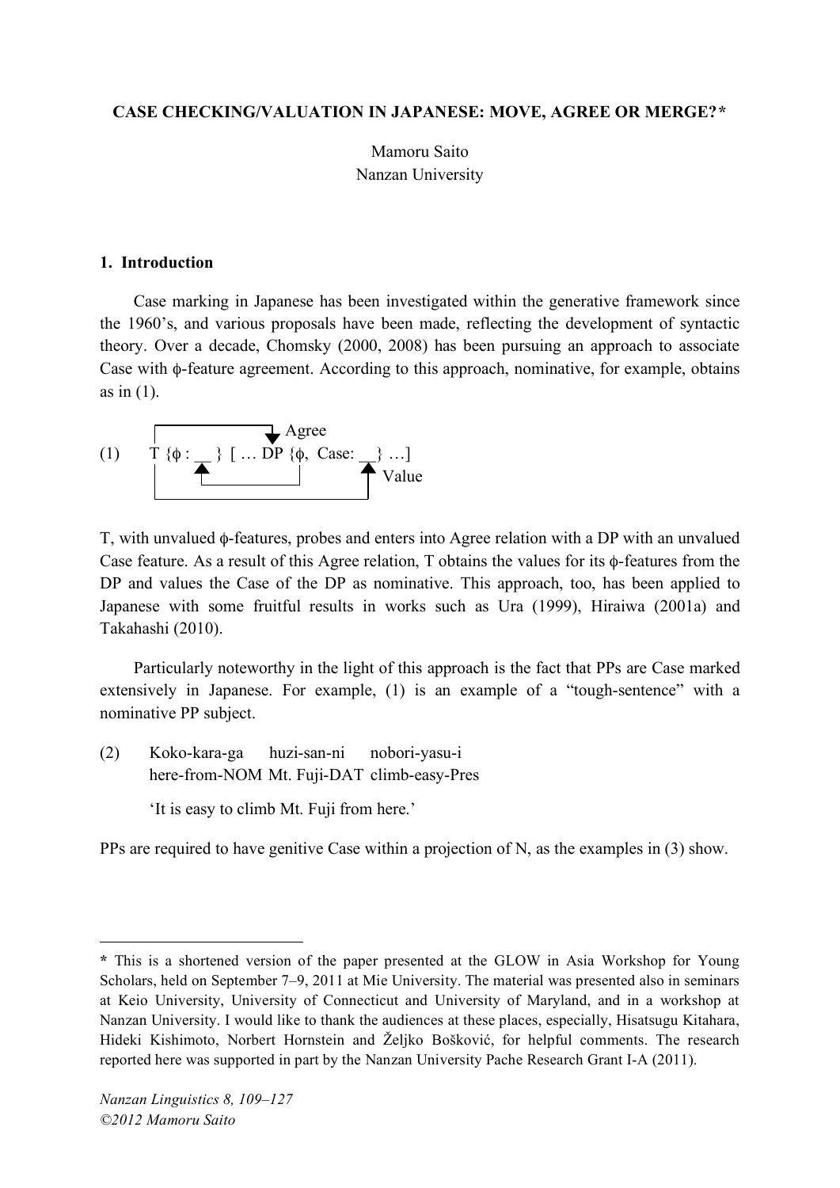**CASE CHECKING/VALUATION IN JAPANESE: MOVE, AGREE OR MERGE?***

Mamoru Saito
Nanzan University

## 1. Introduction

Case marking in Japanese has been investigated within the generative framework since the 1960's, and various proposals have been made, reflecting the development of syntactic theory. Over a decade, Chomsky (2000, 2008) has been pursuing an approach to associate Case with ϕ-feature agreement. According to this approach, nominative, for example, obtains as in (1).

(1) T {ϕ : __ } [ … DP {ϕ, Case: __} …]
(Agree: T → DP; Value: ϕ of DP → T; Case of DP valued by T)

T, with unvalued ϕ-features, probes and enters into Agree relation with a DP with an unvalued Case feature. As a result of this Agree relation, T obtains the values for its ϕ-features from the DP and values the Case of the DP as nominative. This approach, too, has been applied to Japanese with some fruitful results in works such as Ura (1999), Hiraiwa (2001a) and Takahashi (2010).

Particularly noteworthy in the light of this approach is the fact that PPs are Case marked extensively in Japanese. For example, (1) is an example of a "tough-sentence" with a nominative PP subject.

(2) Koko-kara-ga huzi-san-ni nobori-yasu-i
here-from-NOM Mt. Fuji-DAT climb-easy-Pres

'It is easy to climb Mt. Fuji from here.'

PPs are required to have genitive Case within a projection of N, as the examples in (3) show.

---

* This is a shortened version of the paper presented at the GLOW in Asia Workshop for Young Scholars, held on September 7–9, 2011 at Mie University. The material was presented also in seminars at Keio University, University of Connecticut and University of Maryland, and in a workshop at Nanzan University. I would like to thank the audiences at these places, especially, Hisatsugu Kitahara, Hideki Kishimoto, Norbert Hornstein and Željko Bošković, for helpful comments. The research reported here was supported in part by the Nanzan University Pache Research Grant I-A (2011).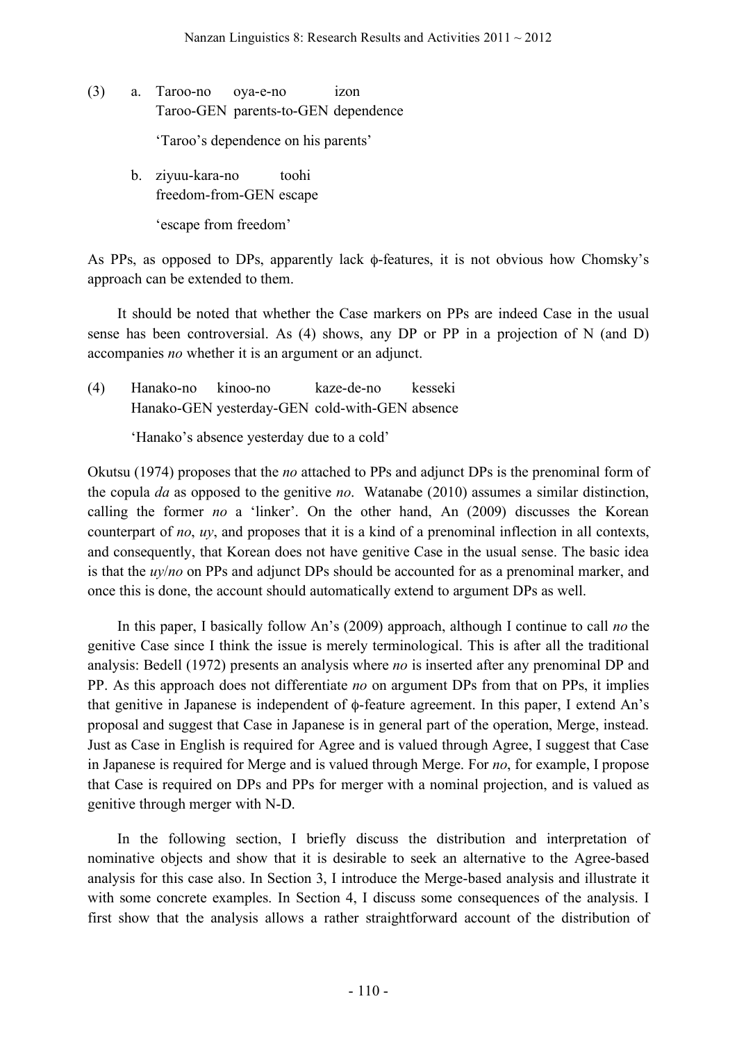(3) a. Taroo-no oya-e-no izon
Taroo-GEN parents-to-GEN dependence

'Taroo's dependence on his parents'

b. ziyuu-kara-no toohi
freedom-from-GEN escape

'escape from freedom'

As PPs, as opposed to DPs, apparently lack ϕ-features, it is not obvious how Chomsky's approach can be extended to them.

It should be noted that whether the Case markers on PPs are indeed Case in the usual sense has been controversial. As (4) shows, any DP or PP in a projection of N (and D) accompanies *no* whether it is an argument or an adjunct.

(4) Hanako-no kinoo-no kaze-de-no kesseki
Hanako-GEN yesterday-GEN cold-with-GEN absence

'Hanako's absence yesterday due to a cold'

Okutsu (1974) proposes that the *no* attached to PPs and adjunct DPs is the prenominal form of the copula *da* as opposed to the genitive *no*. Watanabe (2010) assumes a similar distinction, calling the former *no* a 'linker'. On the other hand, An (2009) discusses the Korean counterpart of *no*, *uy*, and proposes that it is a kind of a prenominal inflection in all contexts, and consequently, that Korean does not have genitive Case in the usual sense. The basic idea is that the *uy*/*no* on PPs and adjunct DPs should be accounted for as a prenominal marker, and once this is done, the account should automatically extend to argument DPs as well.

In this paper, I basically follow An's (2009) approach, although I continue to call *no* the genitive Case since I think the issue is merely terminological. This is after all the traditional analysis: Bedell (1972) presents an analysis where *no* is inserted after any prenominal DP and PP. As this approach does not differentiate *no* on argument DPs from that on PPs, it implies that genitive in Japanese is independent of ϕ-feature agreement. In this paper, I extend An's proposal and suggest that Case in Japanese is in general part of the operation, Merge, instead. Just as Case in English is required for Agree and is valued through Agree, I suggest that Case in Japanese is required for Merge and is valued through Merge. For *no*, for example, I propose that Case is required on DPs and PPs for merger with a nominal projection, and is valued as genitive through merger with N-D.

In the following section, I briefly discuss the distribution and interpretation of nominative objects and show that it is desirable to seek an alternative to the Agree-based analysis for this case also. In Section 3, I introduce the Merge-based analysis and illustrate it with some concrete examples. In Section 4, I discuss some consequences of the analysis. I first show that the analysis allows a rather straightforward account of the distribution of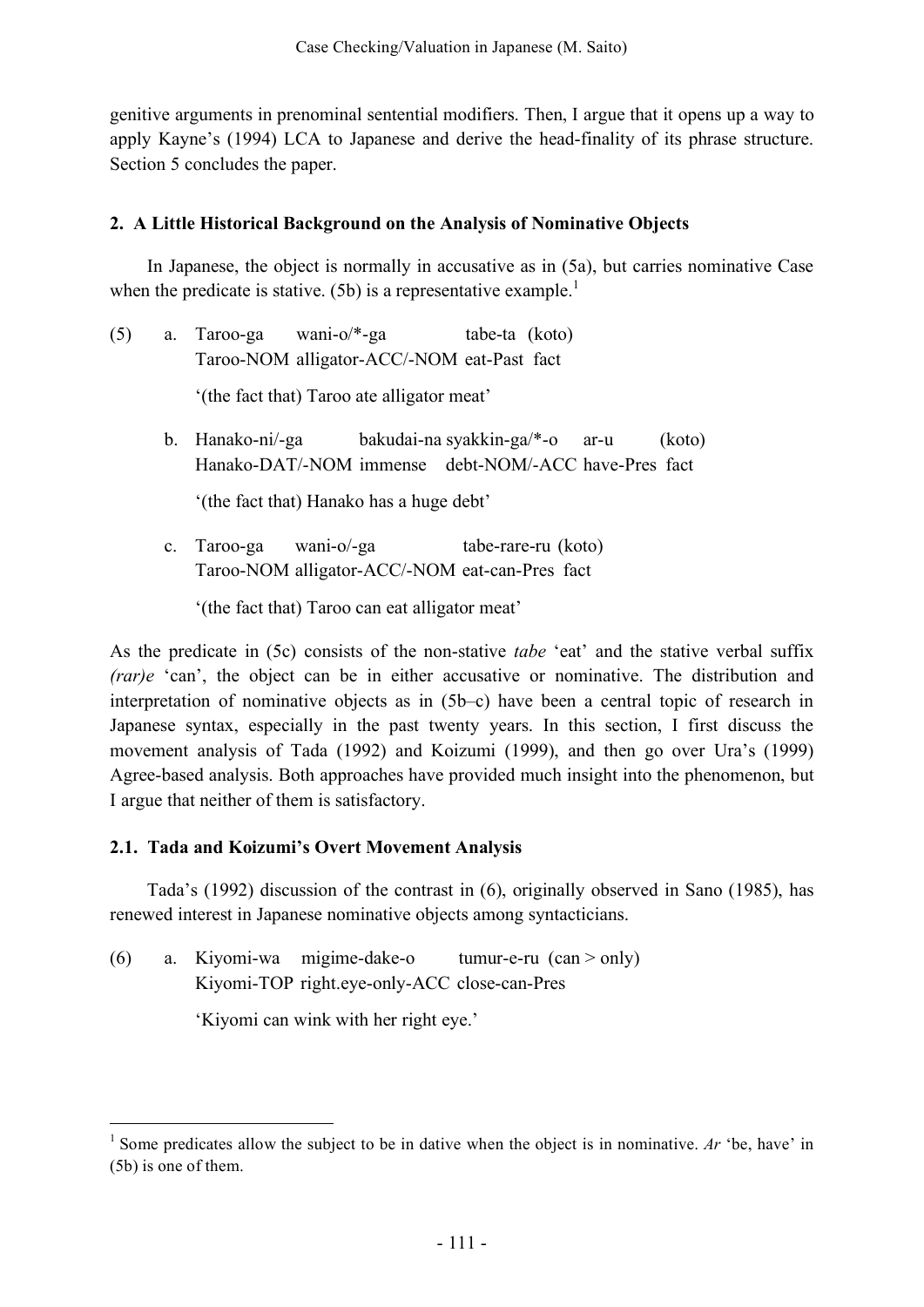genitive arguments in prenominal sentential modifiers. Then, I argue that it opens up a way to apply Kayne's (1994) LCA to Japanese and derive the head-finality of its phrase structure. Section 5 concludes the paper.

## 2. A Little Historical Background on the Analysis of Nominative Objects

In Japanese, the object is normally in accusative as in (5a), but carries nominative Case when the predicate is stative. (5b) is a representative example.[1]

(5) a. Taroo-ga wani-o/*-ga tabe-ta (koto)
   Taroo-NOM alligator-ACC/-NOM eat-Past fact
   '(the fact that) Taroo ate alligator meat'

b. Hanako-ni/-ga bakudai-na syakkin-ga/*-o ar-u (koto)
   Hanako-DAT/-NOM immense debt-NOM/-ACC have-Pres fact
   '(the fact that) Hanako has a huge debt'

c. Taroo-ga wani-o/-ga tabe-rare-ru (koto)
   Taroo-NOM alligator-ACC/-NOM eat-can-Pres fact
   '(the fact that) Taroo can eat alligator meat'

As the predicate in (5c) consists of the non-stative *tabe* 'eat' and the stative verbal suffix *(rar)e* 'can', the object can be in either accusative or nominative. The distribution and interpretation of nominative objects as in (5b–c) have been a central topic of research in Japanese syntax, especially in the past twenty years. In this section, I first discuss the movement analysis of Tada (1992) and Koizumi (1999), and then go over Ura's (1999) Agree-based analysis. Both approaches have provided much insight into the phenomenon, but I argue that neither of them is satisfactory.

### 2.1. Tada and Koizumi's Overt Movement Analysis

Tada's (1992) discussion of the contrast in (6), originally observed in Sano (1985), has renewed interest in Japanese nominative objects among syntacticians.

(6) a. Kiyomi-wa migime-dake-o tumur-e-ru (can > only)
   Kiyomi-TOP right.eye-only-ACC close-can-Pres
   'Kiyomi can wink with her right eye.'

---

[1] Some predicates allow the subject to be in dative when the object is in nominative. *Ar* 'be, have' in (5b) is one of them.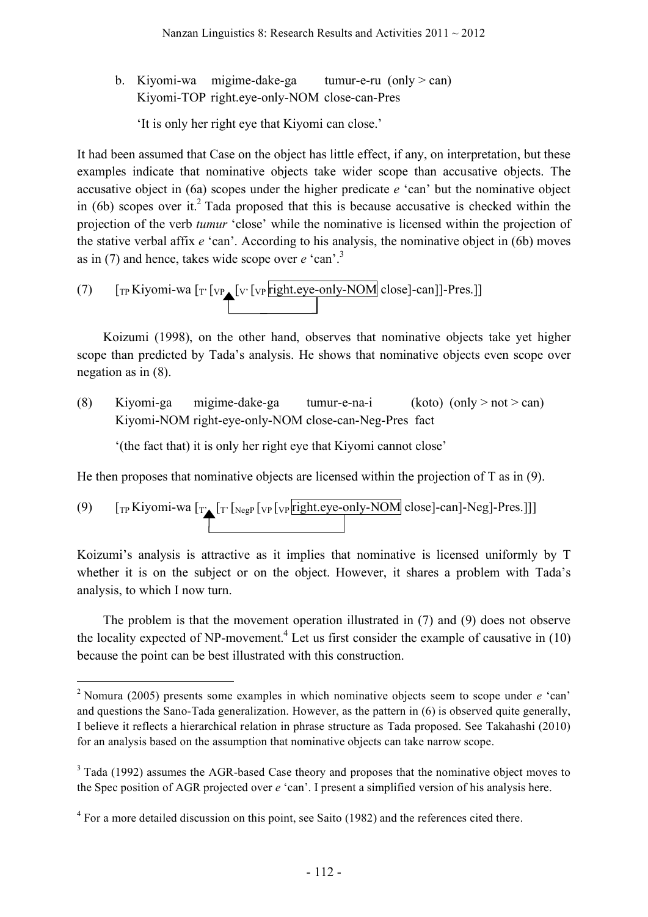b. Kiyomi-wa migime-dake-ga tumur-e-ru (only > can)
   Kiyomi-TOP right.eye-only-NOM close-can-Pres

   'It is only her right eye that Kiyomi can close.'

It had been assumed that Case on the object has little effect, if any, on interpretation, but these examples indicate that nominative objects take wider scope than accusative objects. The accusative object in (6a) scopes under the higher predicate *e* 'can' but the nominative object in (6b) scopes over it.[2] Tada proposed that this is because accusative is checked within the projection of the verb *tumur* 'close' while the nominative is licensed within the projection of the stative verbal affix *e* 'can'. According to his analysis, the nominative object in (6b) moves as in (7) and hence, takes wide scope over *e* 'can'.[3]

(7) [$_{TP}$ Kiyomi-wa [$_{T'}$ [$_{VP}$ ▲ [$_{V'}$ [$_{VP}$ right.eye-only-NOM close]-can]]-Pres.]]

Koizumi (1998), on the other hand, observes that nominative objects take yet higher scope than predicted by Tada's analysis. He shows that nominative objects even scope over negation as in (8).

(8) Kiyomi-ga migime-dake-ga tumur-e-na-i (koto) (only > not > can)
    Kiyomi-NOM right-eye-only-NOM close-can-Neg-Pres fact

    '(the fact that) it is only her right eye that Kiyomi cannot close'

He then proposes that nominative objects are licensed within the projection of T as in (9).

(9) [$_{TP}$ Kiyomi-wa [$_{T'}$ ▲ [$_{T'}$ [$_{NegP}$ [$_{VP}$ [$_{VP}$ right.eye-only-NOM close]-can]-Neg]-Pres.]]]

Koizumi's analysis is attractive as it implies that nominative is licensed uniformly by T whether it is on the subject or on the object. However, it shares a problem with Tada's analysis, to which I now turn.

The problem is that the movement operation illustrated in (7) and (9) does not observe the locality expected of NP-movement.[4] Let us first consider the example of causative in (10) because the point can be best illustrated with this construction.

---

[2] Nomura (2005) presents some examples in which nominative objects seem to scope under *e* 'can' and questions the Sano-Tada generalization. However, as the pattern in (6) is observed quite generally, I believe it reflects a hierarchical relation in phrase structure as Tada proposed. See Takahashi (2010) for an analysis based on the assumption that nominative objects can take narrow scope.

[3] Tada (1992) assumes the AGR-based Case theory and proposes that the nominative object moves to the Spec position of AGR projected over *e* 'can'. I present a simplified version of his analysis here.

[4] For a more detailed discussion on this point, see Saito (1982) and the references cited there.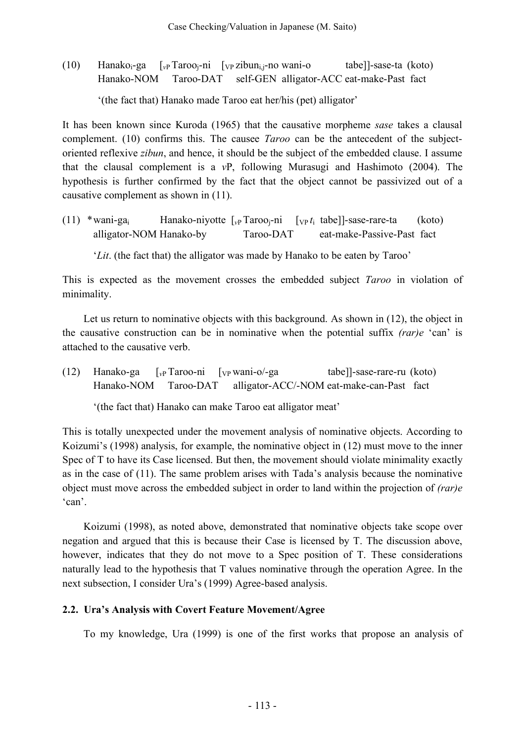(10) Hanako$_i$-ga [$_{vP}$ Taroo$_j$-ni [$_{VP}$ zibun$_{i,j}$-no wani-o tabe]]-sase-ta (koto)
Hanako-NOM Taroo-DAT self-GEN alligator-ACC eat-make-Past fact

'(the fact that) Hanako made Taroo eat her/his (pet) alligator'

It has been known since Kuroda (1965) that the causative morpheme *sase* takes a clausal complement. (10) confirms this. The causee *Taroo* can be the antecedent of the subject-oriented reflexive *zibun*, and hence, it should be the subject of the embedded clause. I assume that the clausal complement is a *v*P, following Murasugi and Hashimoto (2004). The hypothesis is further confirmed by the fact that the object cannot be passivized out of a causative complement as shown in (11).

(11) *wani-ga$_i$ Hanako-niyotte [$_{vP}$ Taroo$_j$-ni [$_{VP}$ $t_i$ tabe]]-sase-rare-ta (koto)
alligator-NOM Hanako-by Taroo-DAT eat-make-Passive-Past fact

'*Lit*. (the fact that) the alligator was made by Hanako to be eaten by Taroo'

This is expected as the movement crosses the embedded subject *Taroo* in violation of minimality.

Let us return to nominative objects with this background. As shown in (12), the object in the causative construction can be in nominative when the potential suffix *(rar)e* 'can' is attached to the causative verb.

(12) Hanako-ga [$_{vP}$ Taroo-ni [$_{VP}$ wani-o/-ga tabe]]-sase-rare-ru (koto)
Hanako-NOM Taroo-DAT alligator-ACC/-NOM eat-make-can-Past fact

'(the fact that) Hanako can make Taroo eat alligator meat'

This is totally unexpected under the movement analysis of nominative objects. According to Koizumi's (1998) analysis, for example, the nominative object in (12) must move to the inner Spec of T to have its Case licensed. But then, the movement should violate minimality exactly as in the case of (11). The same problem arises with Tada's analysis because the nominative object must move across the embedded subject in order to land within the projection of *(rar)e* 'can'.

Koizumi (1998), as noted above, demonstrated that nominative objects take scope over negation and argued that this is because their Case is licensed by T. The discussion above, however, indicates that they do not move to a Spec position of T. These considerations naturally lead to the hypothesis that T values nominative through the operation Agree. In the next subsection, I consider Ura's (1999) Agree-based analysis.

## 2.2. Ura's Analysis with Covert Feature Movement/Agree

To my knowledge, Ura (1999) is one of the first works that propose an analysis of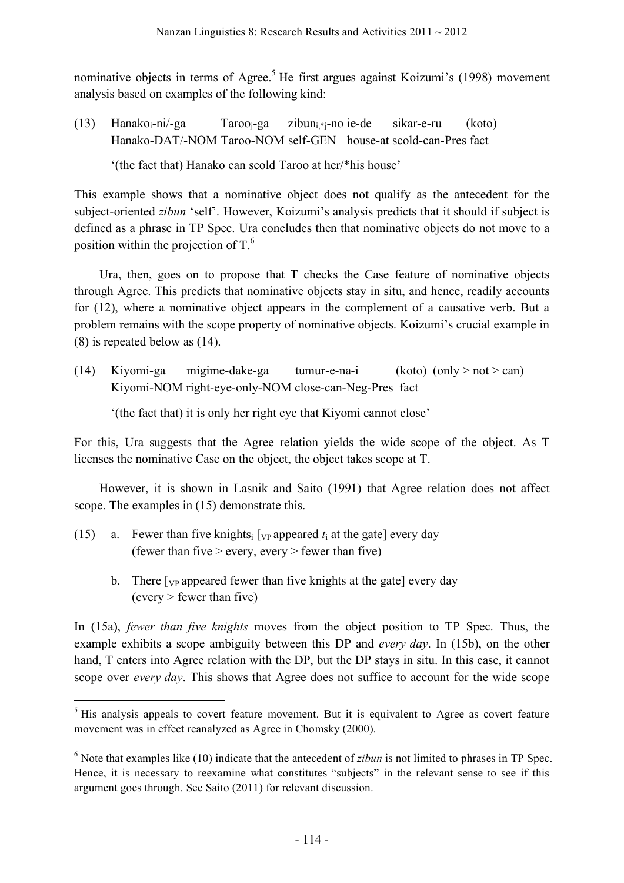nominative objects in terms of Agree.[5] He first argues against Koizumi's (1998) movement analysis based on examples of the following kind:

(13) Hanako$_i$-ni/-ga Taroo$_j$-ga zibun$_{i,*j}$-no ie-de sikar-e-ru (koto)
Hanako-DAT/-NOM Taroo-NOM self-GEN house-at scold-can-Pres fact

'(the fact that) Hanako can scold Taroo at her/*his house'

This example shows that a nominative object does not qualify as the antecedent for the subject-oriented *zibun* 'self'. However, Koizumi's analysis predicts that it should if subject is defined as a phrase in TP Spec. Ura concludes then that nominative objects do not move to a position within the projection of T.[6]

Ura, then, goes on to propose that T checks the Case feature of nominative objects through Agree. This predicts that nominative objects stay in situ, and hence, readily accounts for (12), where a nominative object appears in the complement of a causative verb. But a problem remains with the scope property of nominative objects. Koizumi's crucial example in (8) is repeated below as (14).

(14) Kiyomi-ga migime-dake-ga tumur-e-na-i (koto) (only > not > can)
Kiyomi-NOM right-eye-only-NOM close-can-Neg-Pres fact

'(the fact that) it is only her right eye that Kiyomi cannot close'

For this, Ura suggests that the Agree relation yields the wide scope of the object. As T licenses the nominative Case on the object, the object takes scope at T.

However, it is shown in Lasnik and Saito (1991) that Agree relation does not affect scope. The examples in (15) demonstrate this.

(15) a. Fewer than five knights$_i$ [$_{VP}$ appeared $t_i$ at the gate] every day
(fewer than five > every, every > fewer than five)

b. There [$_{VP}$ appeared fewer than five knights at the gate] every day
(every > fewer than five)

In (15a), *fewer than five knights* moves from the object position to TP Spec. Thus, the example exhibits a scope ambiguity between this DP and *every day*. In (15b), on the other hand, T enters into Agree relation with the DP, but the DP stays in situ. In this case, it cannot scope over *every day*. This shows that Agree does not suffice to account for the wide scope

[5] His analysis appeals to covert feature movement. But it is equivalent to Agree as covert feature movement was in effect reanalyzed as Agree in Chomsky (2000).

[6] Note that examples like (10) indicate that the antecedent of *zibun* is not limited to phrases in TP Spec. Hence, it is necessary to reexamine what constitutes "subjects" in the relevant sense to see if this argument goes through. See Saito (2011) for relevant discussion.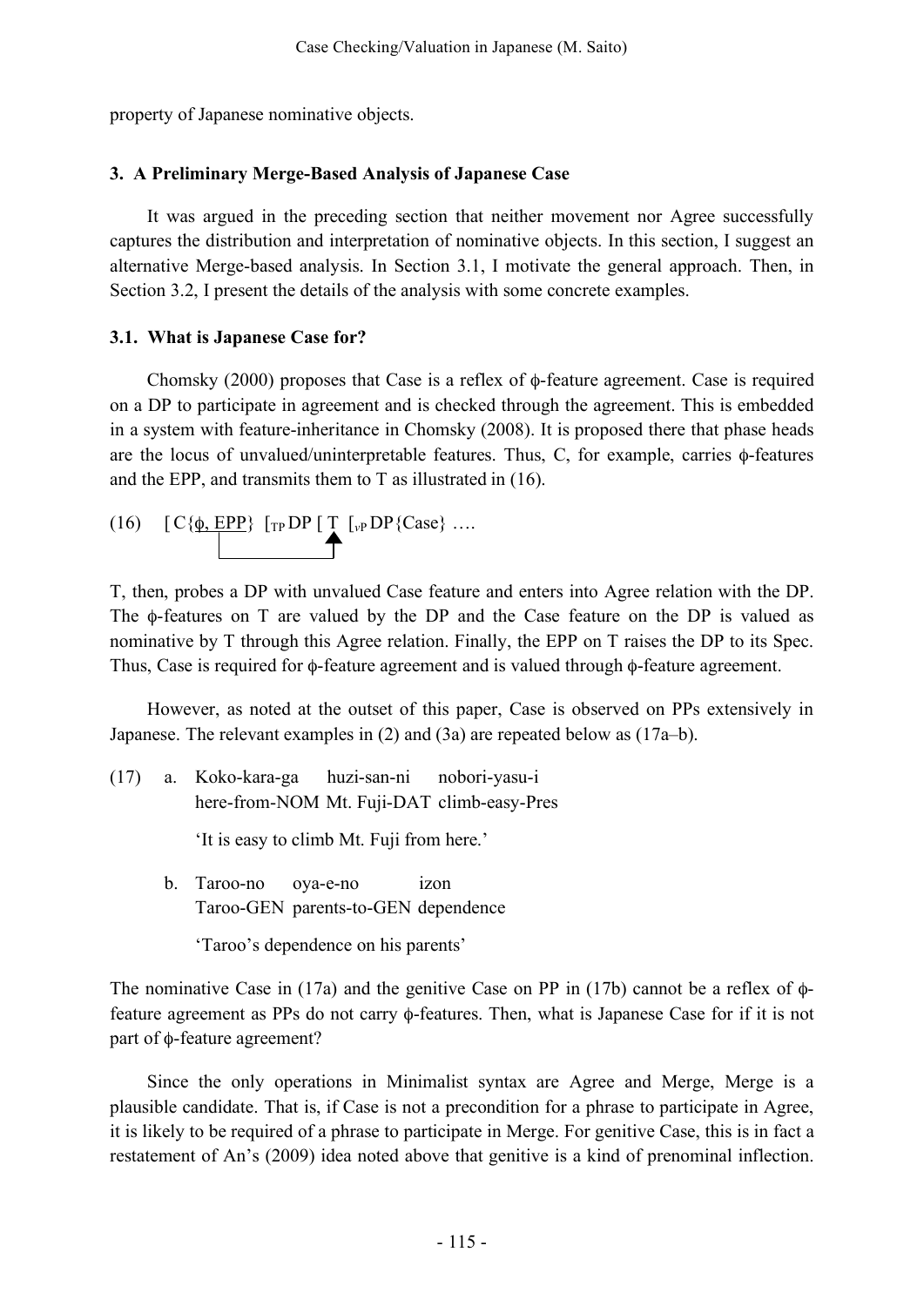property of Japanese nominative objects.

## 3. A Preliminary Merge-Based Analysis of Japanese Case

It was argued in the preceding section that neither movement nor Agree successfully captures the distribution and interpretation of nominative objects. In this section, I suggest an alternative Merge-based analysis. In Section 3.1, I motivate the general approach. Then, in Section 3.2, I present the details of the analysis with some concrete examples.

### 3.1. What is Japanese Case for?

Chomsky (2000) proposes that Case is a reflex of ϕ-feature agreement. Case is required on a DP to participate in agreement and is checked through the agreement. This is embedded in a system with feature-inheritance in Chomsky (2008). It is proposed there that phase heads are the locus of unvalued/uninterpretable features. Thus, C, for example, carries ϕ-features and the EPP, and transmits them to T as illustrated in (16).

(16) [ C{ϕ, EPP} [$_{TP}$ DP [ T [$_{vP}$ DP{Case} ….

T, then, probes a DP with unvalued Case feature and enters into Agree relation with the DP. The ϕ-features on T are valued by the DP and the Case feature on the DP is valued as nominative by T through this Agree relation. Finally, the EPP on T raises the DP to its Spec. Thus, Case is required for ϕ-feature agreement and is valued through ϕ-feature agreement.

However, as noted at the outset of this paper, Case is observed on PPs extensively in Japanese. The relevant examples in (2) and (3a) are repeated below as (17a–b).

(17) a. Koko-kara-ga huzi-san-ni nobori-yasu-i
here-from-NOM Mt. Fuji-DAT climb-easy-Pres

'It is easy to climb Mt. Fuji from here.'

b. Taroo-no oya-e-no izon
Taroo-GEN parents-to-GEN dependence

'Taroo's dependence on his parents'

The nominative Case in (17a) and the genitive Case on PP in (17b) cannot be a reflex of ϕ-feature agreement as PPs do not carry ϕ-features. Then, what is Japanese Case for if it is not part of ϕ-feature agreement?

Since the only operations in Minimalist syntax are Agree and Merge, Merge is a plausible candidate. That is, if Case is not a precondition for a phrase to participate in Agree, it is likely to be required of a phrase to participate in Merge. For genitive Case, this is in fact a restatement of An's (2009) idea noted above that genitive is a kind of prenominal inflection.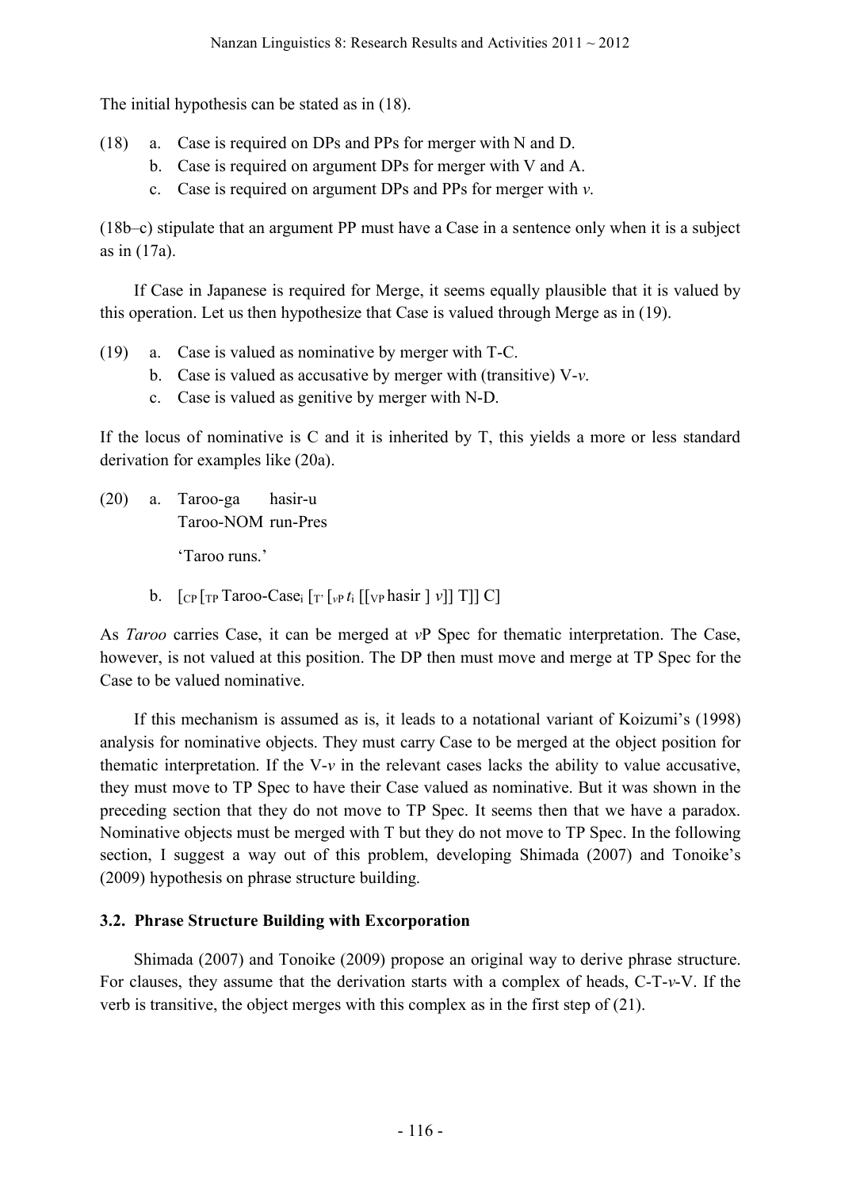The initial hypothesis can be stated as in (18).

(18) a. Case is required on DPs and PPs for merger with N and D.
  b. Case is required on argument DPs for merger with V and A.
  c. Case is required on argument DPs and PPs for merger with *v*.

(18b–c) stipulate that an argument PP must have a Case in a sentence only when it is a subject as in (17a).

If Case in Japanese is required for Merge, it seems equally plausible that it is valued by this operation. Let us then hypothesize that Case is valued through Merge as in (19).

(19) a. Case is valued as nominative by merger with T-C.
  b. Case is valued as accusative by merger with (transitive) V-*v*.
  c. Case is valued as genitive by merger with N-D.

If the locus of nominative is C and it is inherited by T, this yields a more or less standard derivation for examples like (20a).

(20) a. Taroo-ga  hasir-u
   Taroo-NOM run-Pres

   'Taroo runs.'

  b. $[_{CP}\,[_{TP}$ Taroo-Case$_i$ $[_{T'}\,[_{vP}\,t_i\,[[_{VP}$ hasir $]\,v]]$ T$]]$ C$]$

As *Taroo* carries Case, it can be merged at *v*P Spec for thematic interpretation. The Case, however, is not valued at this position. The DP then must move and merge at TP Spec for the Case to be valued nominative.

If this mechanism is assumed as is, it leads to a notational variant of Koizumi's (1998) analysis for nominative objects. They must carry Case to be merged at the object position for thematic interpretation. If the V-*v* in the relevant cases lacks the ability to value accusative, they must move to TP Spec to have their Case valued as nominative. But it was shown in the preceding section that they do not move to TP Spec. It seems then that we have a paradox. Nominative objects must be merged with T but they do not move to TP Spec. In the following section, I suggest a way out of this problem, developing Shimada (2007) and Tonoike's (2009) hypothesis on phrase structure building.

### 3.2. Phrase Structure Building with Excorporation

Shimada (2007) and Tonoike (2009) propose an original way to derive phrase structure. For clauses, they assume that the derivation starts with a complex of heads, C-T-*v*-V. If the verb is transitive, the object merges with this complex as in the first step of (21).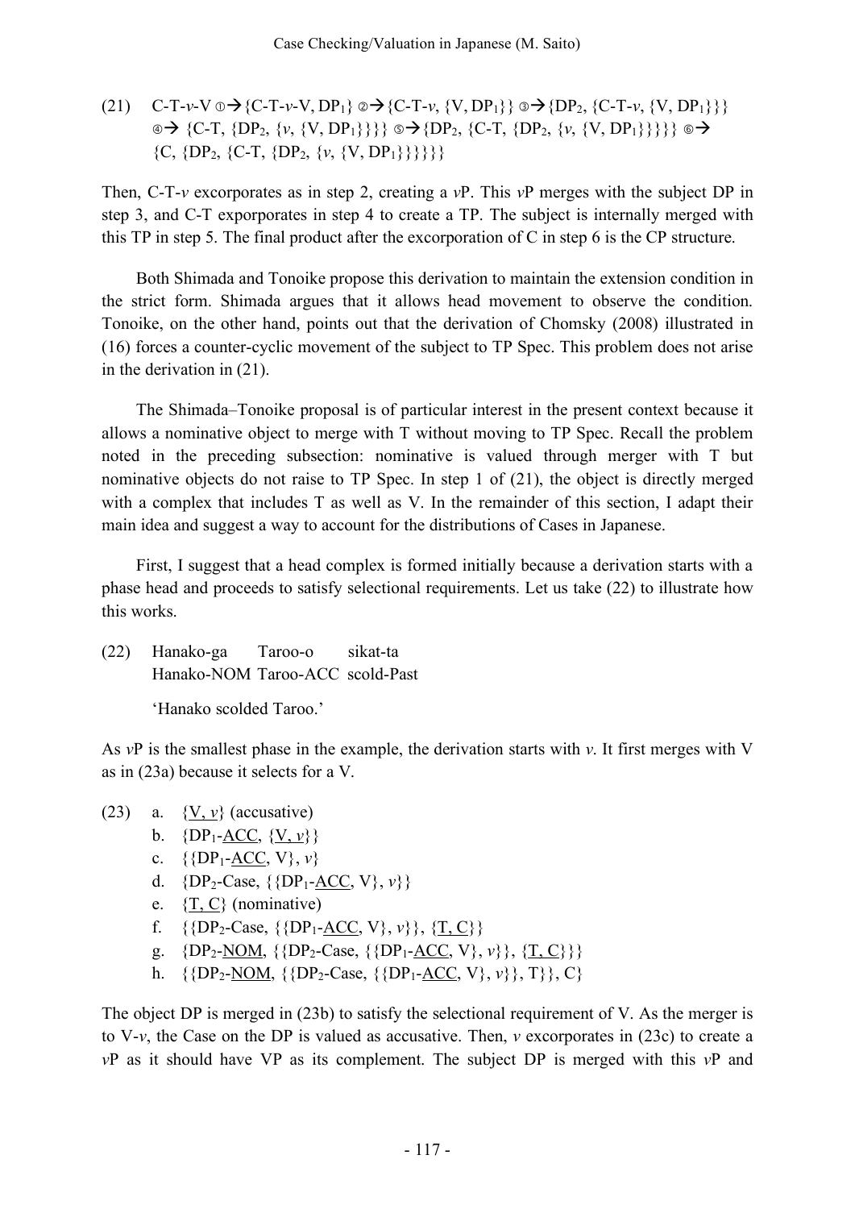(21) C-T-*v*-V ①→{C-T-*v*-V, DP₁} ②→{C-T-*v*, {V, DP₁}} ③→{DP₂, {C-T-*v*, {V, DP₁}}}
④→ {C-T, {DP₂, {*v*, {V, DP₁}}}} ⑤→{DP₂, {C-T, {DP₂, {*v*, {V, DP₁}}}}} ⑥→
{C, {DP₂, {C-T, {DP₂, {*v*, {V, DP₁}}}}}}

Then, C-T-*v* excorporates as in step 2, creating a *v*P. This *v*P merges with the subject DP in step 3, and C-T exporporates in step 4 to create a TP. The subject is internally merged with this TP in step 5. The final product after the excorporation of C in step 6 is the CP structure.

Both Shimada and Tonoike propose this derivation to maintain the extension condition in the strict form. Shimada argues that it allows head movement to observe the condition. Tonoike, on the other hand, points out that the derivation of Chomsky (2008) illustrated in (16) forces a counter-cyclic movement of the subject to TP Spec. This problem does not arise in the derivation in (21).

The Shimada–Tonoike proposal is of particular interest in the present context because it allows a nominative object to merge with T without moving to TP Spec. Recall the problem noted in the preceding subsection: nominative is valued through merger with T but nominative objects do not raise to TP Spec. In step 1 of (21), the object is directly merged with a complex that includes T as well as V. In the remainder of this section, I adapt their main idea and suggest a way to account for the distributions of Cases in Japanese.

First, I suggest that a head complex is formed initially because a derivation starts with a phase head and proceeds to satisfy selectional requirements. Let us take (22) to illustrate how this works.

(22) Hanako-ga Taroo-o sikat-ta
Hanako-NOM Taroo-ACC scold-Past

'Hanako scolded Taroo.'

As *v*P is the smallest phase in the example, the derivation starts with *v*. It first merges with V as in (23a) because it selects for a V.

(23) a. {<u>V, *v*</u>} (accusative)
b. {DP₁-<u>ACC</u>, {<u>V, *v*</u>}}
c. {{DP₁-<u>ACC</u>, V}, *v*}
d. {DP₂-Case, {{DP₁-<u>ACC</u>, V}, *v*}}
e. {<u>T, C</u>} (nominative)
f. {{DP₂-Case, {{DP₁-<u>ACC</u>, V}, *v*}}, {<u>T, C</u>}}
g. {DP₂-<u>NOM</u>, {{DP₂-Case, {{DP₁-<u>ACC</u>, V}, *v*}}, {<u>T, C</u>}}}
h. {{DP₂-<u>NOM</u>, {{DP₂-Case, {{DP₁-<u>ACC</u>, V}, *v*}}, T}}, C}

The object DP is merged in (23b) to satisfy the selectional requirement of V. As the merger is to V-*v*, the Case on the DP is valued as accusative. Then, *v* excorporates in (23c) to create a *v*P as it should have VP as its complement. The subject DP is merged with this *v*P and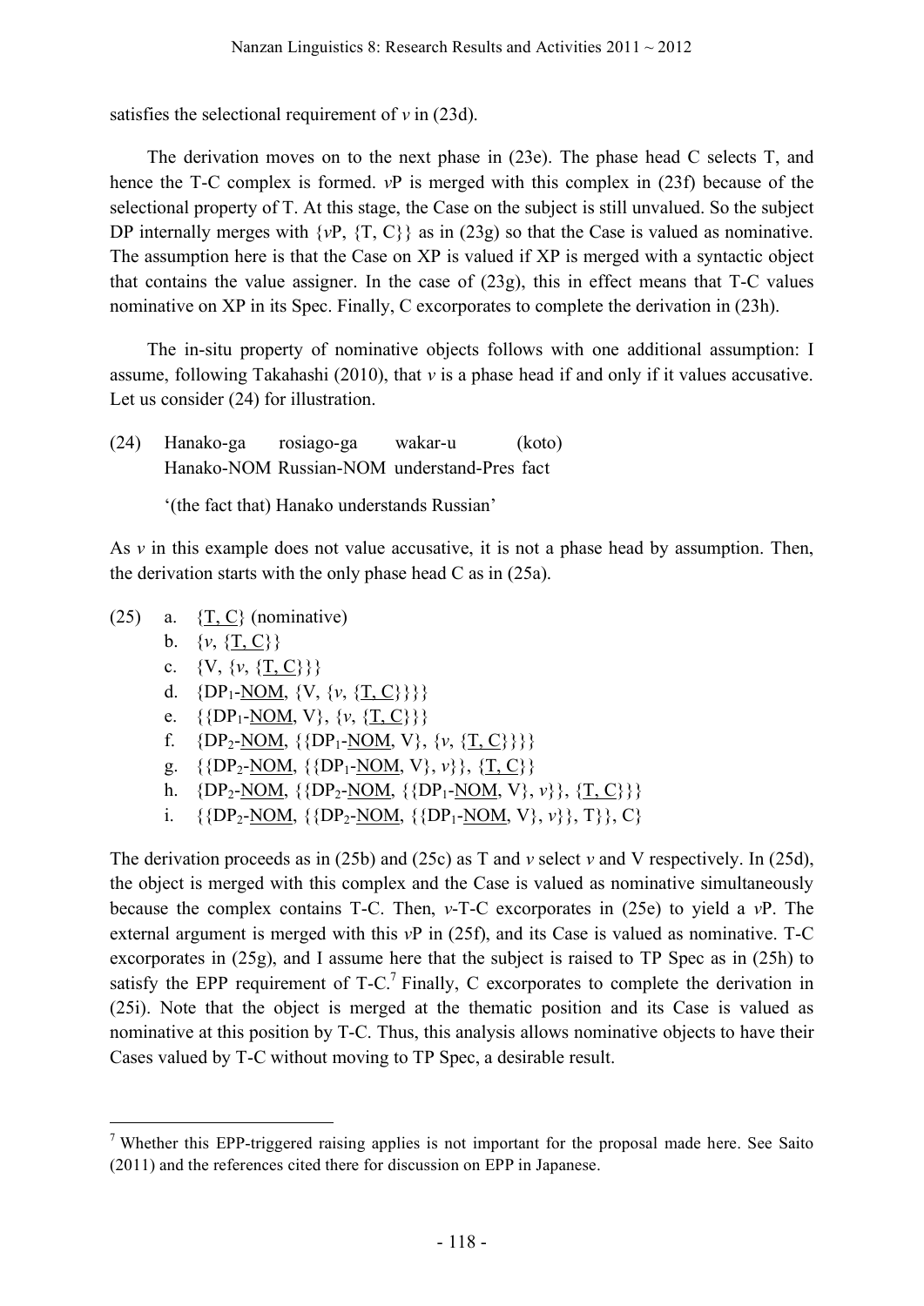satisfies the selectional requirement of *v* in (23d).

The derivation moves on to the next phase in (23e). The phase head C selects T, and hence the T-C complex is formed. *v*P is merged with this complex in (23f) because of the selectional property of T. At this stage, the Case on the subject is still unvalued. So the subject DP internally merges with {*v*P, {T, C}} as in (23g) so that the Case is valued as nominative. The assumption here is that the Case on XP is valued if XP is merged with a syntactic object that contains the value assigner. In the case of (23g), this in effect means that T-C values nominative on XP in its Spec. Finally, C excorporates to complete the derivation in (23h).

The in-situ property of nominative objects follows with one additional assumption: I assume, following Takahashi (2010), that *v* is a phase head if and only if it values accusative. Let us consider (24) for illustration.

(24) Hanako-ga rosiago-ga wakar-u (koto)
Hanako-NOM Russian-NOM understand-Pres fact

'(the fact that) Hanako understands Russian'

As *v* in this example does not value accusative, it is not a phase head by assumption. Then, the derivation starts with the only phase head C as in (25a).

(25) a. {<u>T, C</u>} (nominative)
b. {*v*, {<u>T, C</u>}}
c. {V, {*v*, {<u>T, C</u>}}}
d. {$DP_1$-<u>NOM</u>, {V, {*v*, {<u>T, C</u>}}}}
e. {{$DP_1$-<u>NOM</u>, V}, {*v*, {<u>T, C</u>}}}
f. {$DP_2$-<u>NOM</u>, {{$DP_1$-<u>NOM</u>, V}, {*v*, {<u>T, C</u>}}}}
g. {{$DP_2$-<u>NOM</u>, {{$DP_1$-<u>NOM</u>, V}, *v*}}, {<u>T, C</u>}}
h. {$DP_2$-<u>NOM</u>, {{$DP_2$-<u>NOM</u>, {{$DP_1$-<u>NOM</u>, V}, *v*}}, {<u>T, C</u>}}}
i. {{$DP_2$-<u>NOM</u>, {{$DP_2$-<u>NOM</u>, {{$DP_1$-<u>NOM</u>, V}, *v*}}, T}}, C}

The derivation proceeds as in (25b) and (25c) as T and *v* select *v* and V respectively. In (25d), the object is merged with this complex and the Case is valued as nominative simultaneously because the complex contains T-C. Then, *v*-T-C excorporates in (25e) to yield a *v*P. The external argument is merged with this *v*P in (25f), and its Case is valued as nominative. T-C excorporates in (25g), and I assume here that the subject is raised to TP Spec as in (25h) to satisfy the EPP requirement of T-C.[7] Finally, C excorporates to complete the derivation in (25i). Note that the object is merged at the thematic position and its Case is valued as nominative at this position by T-C. Thus, this analysis allows nominative objects to have their Cases valued by T-C without moving to TP Spec, a desirable result.

[7] Whether this EPP-triggered raising applies is not important for the proposal made here. See Saito (2011) and the references cited there for discussion on EPP in Japanese.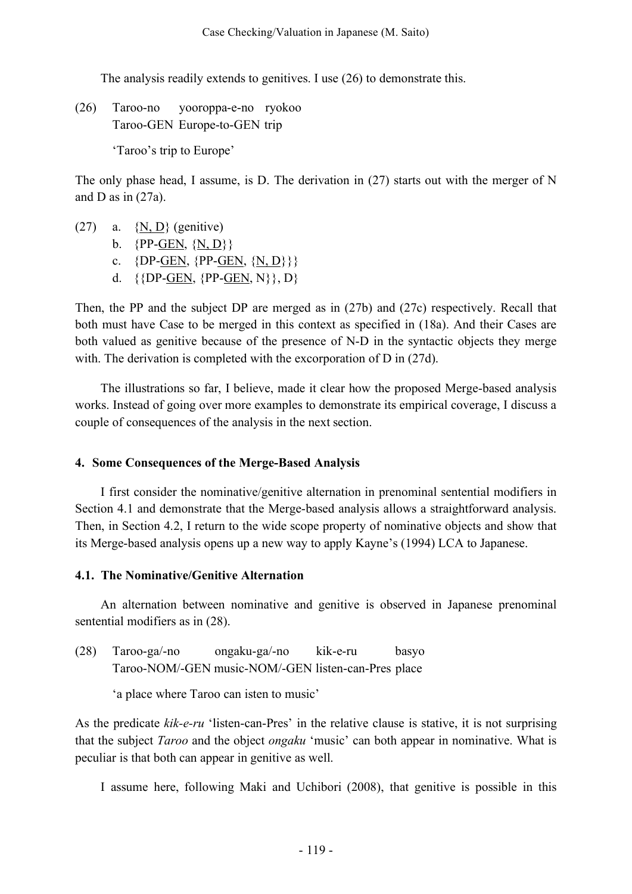The analysis readily extends to genitives. I use (26) to demonstrate this.

(26) Taroo-no yooroppa-e-no ryokoo
Taroo-GEN Europe-to-GEN trip

'Taroo's trip to Europe'

The only phase head, I assume, is D. The derivation in (27) starts out with the merger of N and D as in (27a).

(27) a. {<u>N, D</u>} (genitive)
b. {PP-<u>GEN</u>, {<u>N, D</u>}}
c. {DP-<u>GEN</u>, {PP-<u>GEN</u>, {<u>N, D</u>}}}
d. {{DP-<u>GEN</u>, {PP-<u>GEN</u>, N}}, D}

Then, the PP and the subject DP are merged as in (27b) and (27c) respectively. Recall that both must have Case to be merged in this context as specified in (18a). And their Cases are both valued as genitive because of the presence of N-D in the syntactic objects they merge with. The derivation is completed with the excorporation of D in (27d).

The illustrations so far, I believe, made it clear how the proposed Merge-based analysis works. Instead of going over more examples to demonstrate its empirical coverage, I discuss a couple of consequences of the analysis in the next section.

## 4. Some Consequences of the Merge-Based Analysis

I first consider the nominative/genitive alternation in prenominal sentential modifiers in Section 4.1 and demonstrate that the Merge-based analysis allows a straightforward analysis. Then, in Section 4.2, I return to the wide scope property of nominative objects and show that its Merge-based analysis opens up a new way to apply Kayne's (1994) LCA to Japanese.

### 4.1. The Nominative/Genitive Alternation

An alternation between nominative and genitive is observed in Japanese prenominal sentential modifiers as in (28).

(28) Taroo-ga/-no ongaku-ga/-no kik-e-ru basyo
Taroo-NOM/-GEN music-NOM/-GEN listen-can-Pres place

'a place where Taroo can isten to music'

As the predicate *kik-e-ru* 'listen-can-Pres' in the relative clause is stative, it is not surprising that the subject *Taroo* and the object *ongaku* 'music' can both appear in nominative. What is peculiar is that both can appear in genitive as well.

I assume here, following Maki and Uchibori (2008), that genitive is possible in this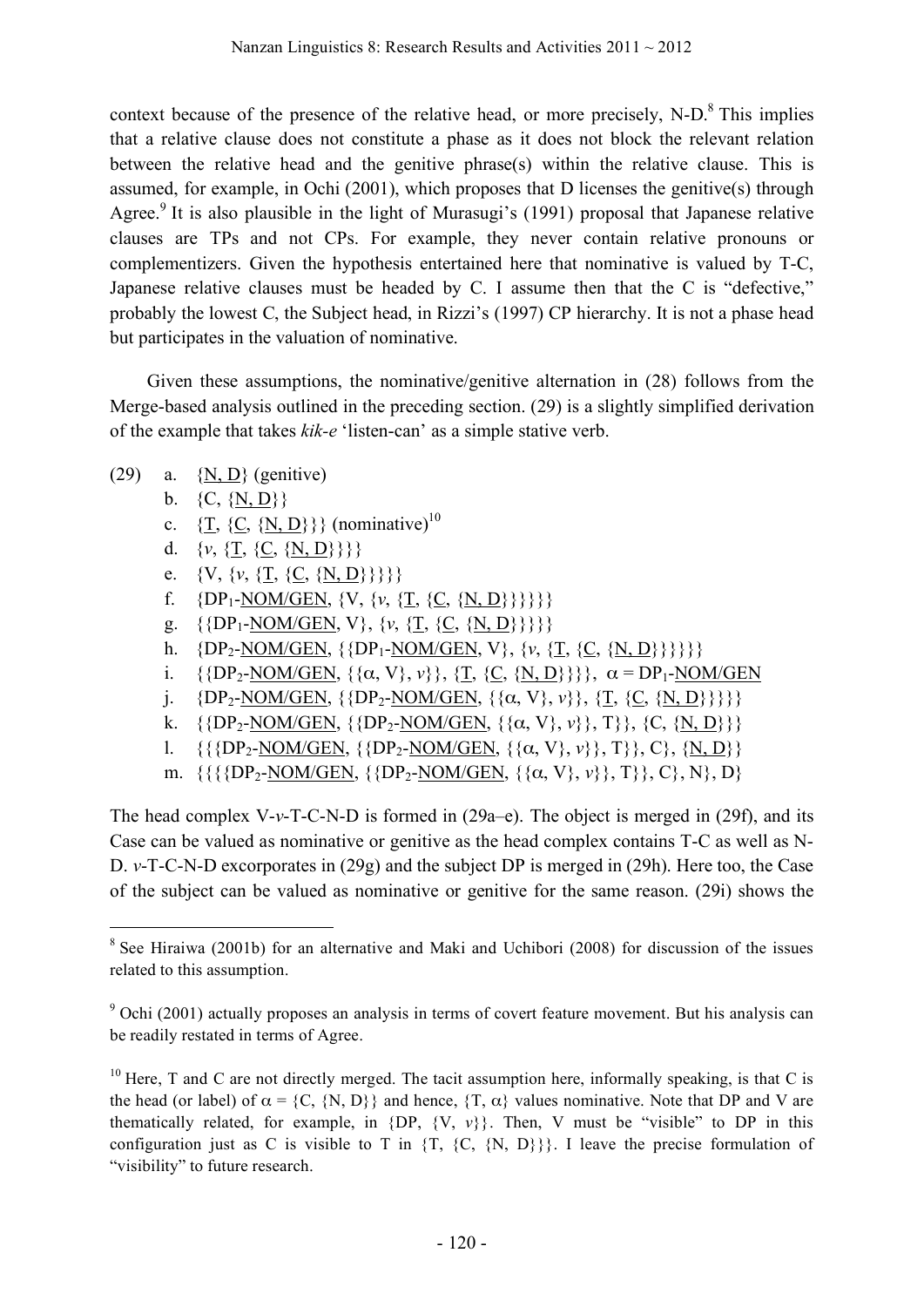context because of the presence of the relative head, or more precisely, N-D.[8] This implies that a relative clause does not constitute a phase as it does not block the relevant relation between the relative head and the genitive phrase(s) within the relative clause. This is assumed, for example, in Ochi (2001), which proposes that D licenses the genitive(s) through Agree.[9] It is also plausible in the light of Murasugi's (1991) proposal that Japanese relative clauses are TPs and not CPs. For example, they never contain relative pronouns or complementizers. Given the hypothesis entertained here that nominative is valued by T-C, Japanese relative clauses must be headed by C. I assume then that the C is "defective," probably the lowest C, the Subject head, in Rizzi's (1997) CP hierarchy. It is not a phase head but participates in the valuation of nominative.

Given these assumptions, the nominative/genitive alternation in (28) follows from the Merge-based analysis outlined in the preceding section. (29) is a slightly simplified derivation of the example that takes *kik-e* 'listen-can' as a simple stative verb.

(29) a. {<u>N, D</u>} (genitive)
b. {C, {<u>N, D</u>}}
c. {<u>T</u>, {<u>C</u>, {<u>N, D</u>}}} (nominative)[10]
d. {*v*, {<u>T</u>, {<u>C</u>, {<u>N, D</u>}}}}
e. {V, {*v*, {<u>T</u>, {<u>C</u>, {<u>N, D</u>}}}}}
f. {$DP_1$-<u>NOM/GEN</u>, {V, {*v*, {<u>T</u>, {<u>C</u>, {<u>N, D</u>}}}}}}
g. {{$DP_1$-<u>NOM/GEN</u>, V}, {*v*, {<u>T</u>, {<u>C</u>, {<u>N, D</u>}}}}}
h. {$DP_2$-<u>NOM/GEN</u>, {{$DP_1$-<u>NOM/GEN</u>, V}, {*v*, {<u>T</u>, {<u>C</u>, {<u>N, D</u>}}}}}}
i. {{$DP_2$-<u>NOM/GEN</u>, {{α, V}, *v*}}, {<u>T</u>, {<u>C</u>, {<u>N, D</u>}}}}, α = $DP_1$-<u>NOM/GEN</u>
j. {$DP_2$-<u>NOM/GEN</u>, {{$DP_2$-<u>NOM/GEN</u>, {{α, V}, *v*}}, {<u>T</u>, {<u>C</u>, {<u>N, D</u>}}}}}
k. {{$DP_2$-<u>NOM/GEN</u>, {{$DP_2$-<u>NOM/GEN</u>, {{α, V}, *v*}}, T}}, {C, {<u>N, D</u>}}}
l. {{{$DP_2$-<u>NOM/GEN</u>, {{$DP_2$-<u>NOM/GEN</u>, {{α, V}, *v*}}, T}}, C}, {<u>N, D</u>}}
m. {{{{$DP_2$-<u>NOM/GEN</u>, {{$DP_2$-<u>NOM/GEN</u>, {{α, V}, *v*}}, T}}, C}, N}, D}

The head complex V-*v*-T-C-N-D is formed in (29a–e). The object is merged in (29f), and its Case can be valued as nominative or genitive as the head complex contains T-C as well as N-D. *v*-T-C-N-D excorporates in (29g) and the subject DP is merged in (29h). Here too, the Case of the subject can be valued as nominative or genitive for the same reason. (29i) shows the

---

[8] See Hiraiwa (2001b) for an alternative and Maki and Uchibori (2008) for discussion of the issues related to this assumption.

[9] Ochi (2001) actually proposes an analysis in terms of covert feature movement. But his analysis can be readily restated in terms of Agree.

[10] Here, T and C are not directly merged. The tacit assumption here, informally speaking, is that C is the head (or label) of α = {C, {N, D}} and hence, {T, α} values nominative. Note that DP and V are thematically related, for example, in {DP, {V, *v*}}. Then, V must be "visible" to DP in this configuration just as C is visible to T in {T, {C, {N, D}}}. I leave the precise formulation of "visibility" to future research.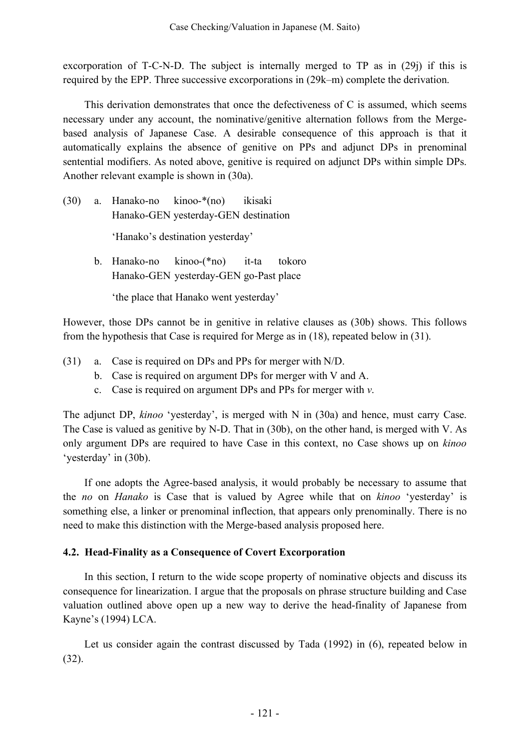excorporation of T-C-N-D. The subject is internally merged to TP as in (29j) if this is required by the EPP. Three successive excorporations in (29k–m) complete the derivation.

This derivation demonstrates that once the defectiveness of C is assumed, which seems necessary under any account, the nominative/genitive alternation follows from the Merge-based analysis of Japanese Case. A desirable consequence of this approach is that it automatically explains the absence of genitive on PPs and adjunct DPs in prenominal sentential modifiers. As noted above, genitive is required on adjunct DPs within simple DPs. Another relevant example is shown in (30a).

(30) a. Hanako-no kinoo-*(no) ikisaki
Hanako-GEN yesterday-GEN destination

'Hanako's destination yesterday'

b. Hanako-no kinoo-(*no) it-ta tokoro
Hanako-GEN yesterday-GEN go-Past place

'the place that Hanako went yesterday'

However, those DPs cannot be in genitive in relative clauses as (30b) shows. This follows from the hypothesis that Case is required for Merge as in (18), repeated below in (31).

(31) a. Case is required on DPs and PPs for merger with N/D.
b. Case is required on argument DPs for merger with V and A.
c. Case is required on argument DPs and PPs for merger with *v*.

The adjunct DP, *kinoo* 'yesterday', is merged with N in (30a) and hence, must carry Case. The Case is valued as genitive by N-D. That in (30b), on the other hand, is merged with V. As only argument DPs are required to have Case in this context, no Case shows up on *kinoo* 'yesterday' in (30b).

If one adopts the Agree-based analysis, it would probably be necessary to assume that the *no* on *Hanako* is Case that is valued by Agree while that on *kinoo* 'yesterday' is something else, a linker or prenominal inflection, that appears only prenominally. There is no need to make this distinction with the Merge-based analysis proposed here.

### 4.2. Head-Finality as a Consequence of Covert Excorporation

In this section, I return to the wide scope property of nominative objects and discuss its consequence for linearization. I argue that the proposals on phrase structure building and Case valuation outlined above open up a new way to derive the head-finality of Japanese from Kayne's (1994) LCA.

Let us consider again the contrast discussed by Tada (1992) in (6), repeated below in (32).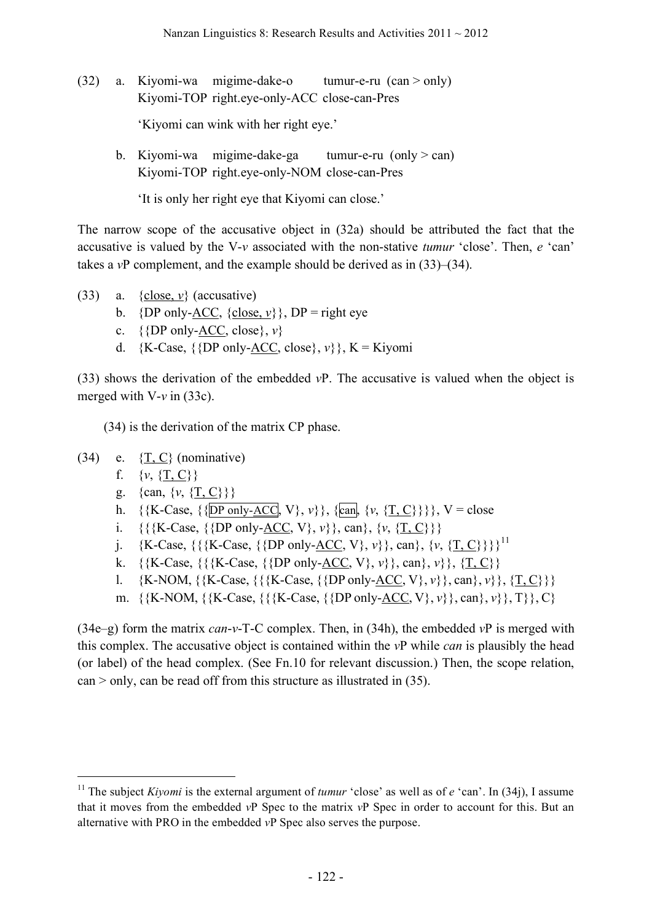(32) a. Kiyomi-wa migime-dake-o tumur-e-ru (can > only)
   Kiyomi-TOP right.eye-only-ACC close-can-Pres

   'Kiyomi can wink with her right eye.'

 b. Kiyomi-wa migime-dake-ga tumur-e-ru (only > can)
   Kiyomi-TOP right.eye-only-NOM close-can-Pres

   'It is only her right eye that Kiyomi can close.'

The narrow scope of the accusative object in (32a) should be attributed the fact that the accusative is valued by the V-*v* associated with the non-stative *tumur* 'close'. Then, *e* 'can' takes a *v*P complement, and the example should be derived as in (33)–(34).

(33) a. {<u>close, *v*</u>} (accusative)
 b. {DP only-<u>ACC</u>, {<u>close, *v*</u>}}, DP = right eye
 c. {{DP only-<u>ACC</u>, close}, *v*}
 d. {K-Case, {{DP only-<u>ACC</u>, close}, *v*}}, K = Kiyomi

(33) shows the derivation of the embedded *v*P. The accusative is valued when the object is merged with V-*v* in (33c).

(34) is the derivation of the matrix CP phase.

(34) e. {<u>T, C</u>} (nominative)
 f. {*v*, {<u>T, C</u>}}
 g. {can, {*v*, {<u>T, C</u>}}}
 h. {{K-Case, {{DP only-<u>ACC</u>, V}, *v*}}, {can, {*v*, {<u>T, C</u>}}}}, V = close
 i. {{{K-Case, {{DP only-<u>ACC</u>, V}, *v*}}, can}, {*v*, {<u>T, C</u>}}}
 j. {K-Case, {{{K-Case, {{DP only-<u>ACC</u>, V}, *v*}}, can}, {*v*, {<u>T, C</u>}}}}[11]
 k. {{K-Case, {{{K-Case, {{DP only-<u>ACC</u>, V}, *v*}}, can}, *v*}}, {<u>T, C</u>}}
 l. {K-NOM, {{K-Case, {{{K-Case, {{DP only-<u>ACC</u>, V}, *v*}}, can}, *v*}}, {<u>T, C</u>}}}
 m. {{K-NOM, {{K-Case, {{{K-Case, {{DP only-<u>ACC</u>, V}, *v*}}, can}, *v*}}, T}}, C}

(34e–g) form the matrix *can*-*v*-T-C complex. Then, in (34h), the embedded *v*P is merged with this complex. The accusative object is contained within the *v*P while *can* is plausibly the head (or label) of the head complex. (See Fn.10 for relevant discussion.) Then, the scope relation, can > only, can be read off from this structure as illustrated in (35).

---

[11] The subject *Kiyomi* is the external argument of *tumur* 'close' as well as of *e* 'can'. In (34j), I assume that it moves from the embedded *v*P Spec to the matrix *v*P Spec in order to account for this. But an alternative with PRO in the embedded *v*P Spec also serves the purpose.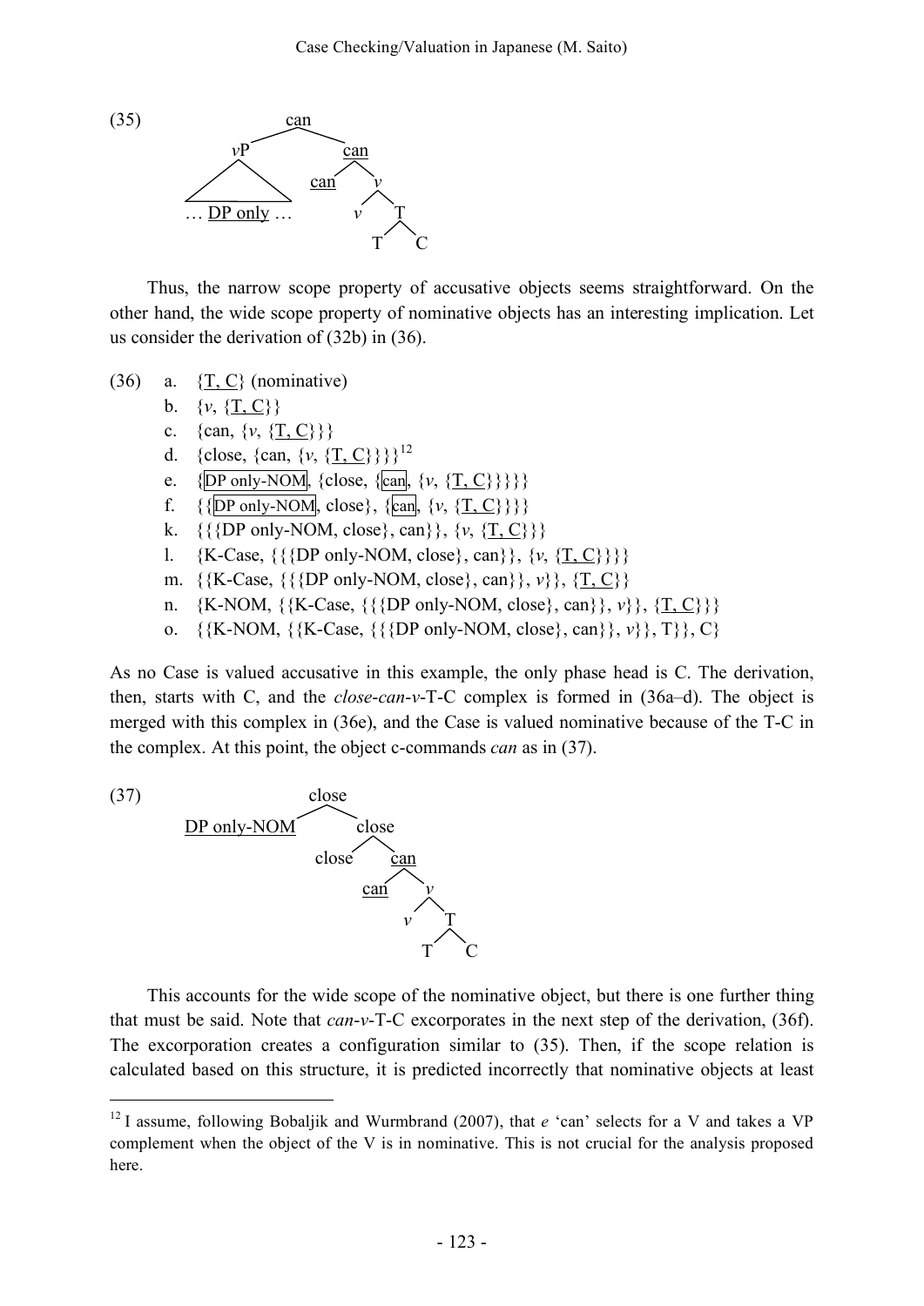(35) [tree diagram: can → vP (… DP only …) and can; can → can and v; v → v and T; T → T and C]

Thus, the narrow scope property of accusative objects seems straightforward. On the other hand, the wide scope property of nominative objects has an interesting implication. Let us consider the derivation of (32b) in (36).

(36)
- a. {T, C} (nominative)
- b. {*v*, {T, C}}
- c. {can, {*v*, {T, C}}}
- d. {close, {can, {*v*, {T, C}}}}[12]
- e. {DP only-NOM, {close, {can, {*v*, {T, C}}}}}
- f. {{DP only-NOM, close}, {can, {*v*, {T, C}}}}
- k. {{{DP only-NOM, close}, can}}, {*v*, {T, C}}}
- l. {K-Case, {{{DP only-NOM, close}, can}}, {*v*, {T, C}}}}
- m. {{K-Case, {{{DP only-NOM, close}, can}}, *v*}}, {T, C}}
- n. {K-NOM, {{K-Case, {{{DP only-NOM, close}, can}}, *v*}}, {T, C}}}
- o. {{K-NOM, {{K-Case, {{{DP only-NOM, close}, can}}, *v*}}, T}}, C}

As no Case is valued accusative in this example, the only phase head is C. The derivation, then, starts with C, and the *close*-*can*-*v*-T-C complex is formed in (36a–d). The object is merged with this complex in (36e), and the Case is valued nominative because of the T-C in the complex. At this point, the object c-commands *can* as in (37).

(37) [tree diagram: close → DP only-NOM and close; close → close and can; can → can and v; v → v and T; T → T and C]

This accounts for the wide scope of the nominative object, but there is one further thing that must be said. Note that *can*-*v*-T-C excorporates in the next step of the derivation, (36f). The excorporation creates a configuration similar to (35). Then, if the scope relation is calculated based on this structure, it is predicted incorrectly that nominative objects at least

[12] I assume, following Bobaljik and Wurmbrand (2007), that *e* 'can' selects for a V and takes a VP complement when the object of the V is in nominative. This is not crucial for the analysis proposed here.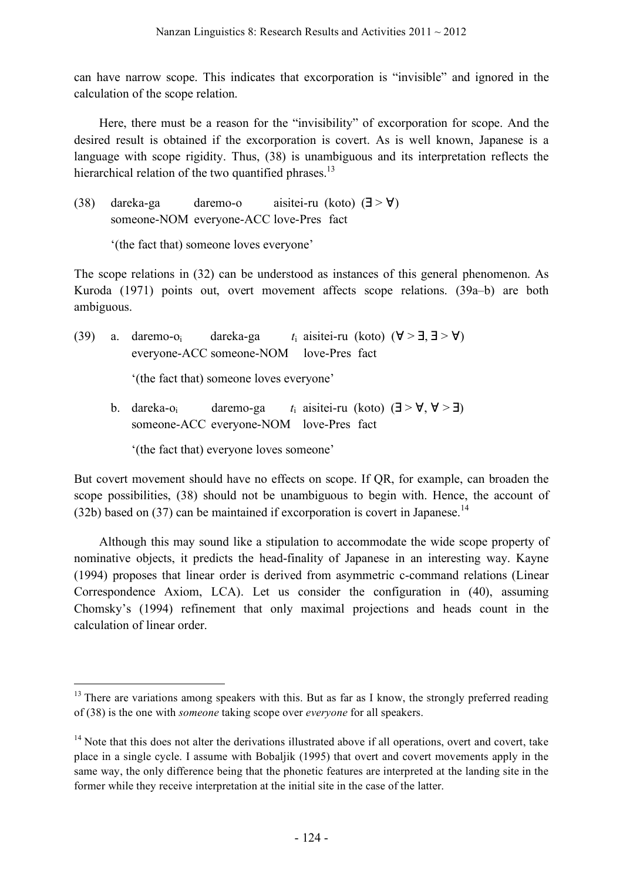can have narrow scope. This indicates that excorporation is "invisible" and ignored in the calculation of the scope relation.

Here, there must be a reason for the "invisibility" of excorporation for scope. And the desired result is obtained if the excorporation is covert. As is well known, Japanese is a language with scope rigidity. Thus, (38) is unambiguous and its interpretation reflects the hierarchical relation of the two quantified phrases.[13]

(38) dareka-ga daremo-o aisitei-ru (koto) (∃ > ∀)
someone-NOM everyone-ACC love-Pres fact

'(the fact that) someone loves everyone'

The scope relations in (32) can be understood as instances of this general phenomenon. As Kuroda (1971) points out, overt movement affects scope relations. (39a–b) are both ambiguous.

(39) a. daremo-o$_i$ dareka-ga $t_i$ aisitei-ru (koto) (∀ > ∃, ∃ > ∀)
everyone-ACC someone-NOM love-Pres fact

'(the fact that) someone loves everyone'

b. dareka-o$_i$ daremo-ga $t_i$ aisitei-ru (koto) (∃ > ∀, ∀ > ∃)
someone-ACC everyone-NOM love-Pres fact

'(the fact that) everyone loves someone'

But covert movement should have no effects on scope. If QR, for example, can broaden the scope possibilities, (38) should not be unambiguous to begin with. Hence, the account of (32b) based on (37) can be maintained if excorporation is covert in Japanese.[14]

Although this may sound like a stipulation to accommodate the wide scope property of nominative objects, it predicts the head-finality of Japanese in an interesting way. Kayne (1994) proposes that linear order is derived from asymmetric c-command relations (Linear Correspondence Axiom, LCA). Let us consider the configuration in (40), assuming Chomsky's (1994) refinement that only maximal projections and heads count in the calculation of linear order.

---

[13] There are variations among speakers with this. But as far as I know, the strongly preferred reading of (38) is the one with *someone* taking scope over *everyone* for all speakers.

[14] Note that this does not alter the derivations illustrated above if all operations, overt and covert, take place in a single cycle. I assume with Bobaljik (1995) that overt and covert movements apply in the same way, the only difference being that the phonetic features are interpreted at the landing site in the former while they receive interpretation at the initial site in the case of the latter.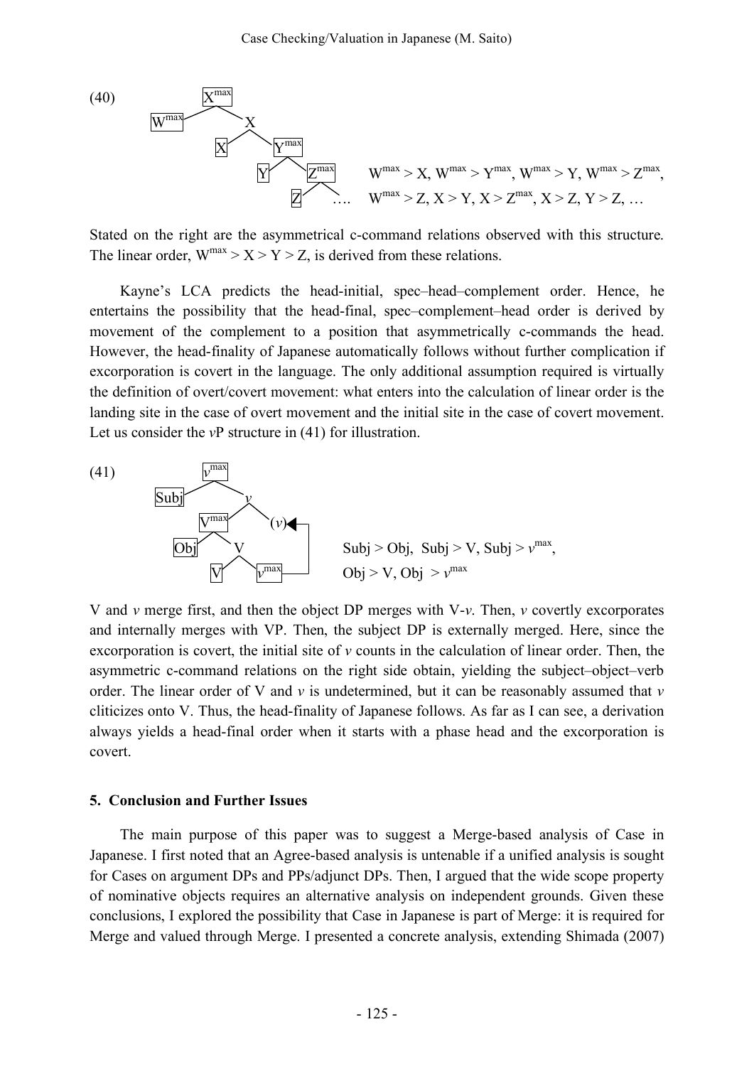(40) [Tree diagram: $X^{max}$ dominating $W^{max}$ and X; X dominating X and $Y^{max}$; $Y^{max}$ dominating Y and $Z^{max}$; $Z^{max}$ dominating Z and ….]

$W^{max} > X$, $W^{max} > Y^{max}$, $W^{max} > Y$, $W^{max} > Z^{max}$, $W^{max} > Z$, $X > Y$, $X > Z^{max}$, $X > Z$, $Y > Z$, …

Stated on the right are the asymmetrical c-command relations observed with this structure. The linear order, $W^{max} > X > Y > Z$, is derived from these relations.

Kayne's LCA predicts the head-initial, spec–head–complement order. Hence, he entertains the possibility that the head-final, spec–complement–head order is derived by movement of the complement to a position that asymmetrically c-commands the head. However, the head-finality of Japanese automatically follows without further complication if excorporation is covert in the language. The only additional assumption required is virtually the definition of overt/covert movement: what enters into the calculation of linear order is the landing site in the case of overt movement and the initial site in the case of covert movement. Let us consider the *v*P structure in (41) for illustration.

(41) [Tree diagram: $v^{max}$ dominating Subj and *v*; *v* dominating $V^{max}$ and (*v*); $V^{max}$ dominating Obj and V; V dominating V and $v^{max}$, with an arrow from $v^{max}$ to (*v*).]

Subj > Obj, Subj > V, Subj > $v^{max}$, Obj > V, Obj > $v^{max}$

V and *v* merge first, and then the object DP merges with V-*v*. Then, *v* covertly excorporates and internally merges with VP. Then, the subject DP is externally merged. Here, since the excorporation is covert, the initial site of *v* counts in the calculation of linear order. Then, the asymmetric c-command relations on the right side obtain, yielding the subject–object–verb order. The linear order of V and *v* is undetermined, but it can be reasonably assumed that *v* cliticizes onto V. Thus, the head-finality of Japanese follows. As far as I can see, a derivation always yields a head-final order when it starts with a phase head and the excorporation is covert.

## 5. Conclusion and Further Issues

The main purpose of this paper was to suggest a Merge-based analysis of Case in Japanese. I first noted that an Agree-based analysis is untenable if a unified analysis is sought for Cases on argument DPs and PPs/adjunct DPs. Then, I argued that the wide scope property of nominative objects requires an alternative analysis on independent grounds. Given these conclusions, I explored the possibility that Case in Japanese is part of Merge: it is required for Merge and valued through Merge. I presented a concrete analysis, extending Shimada (2007)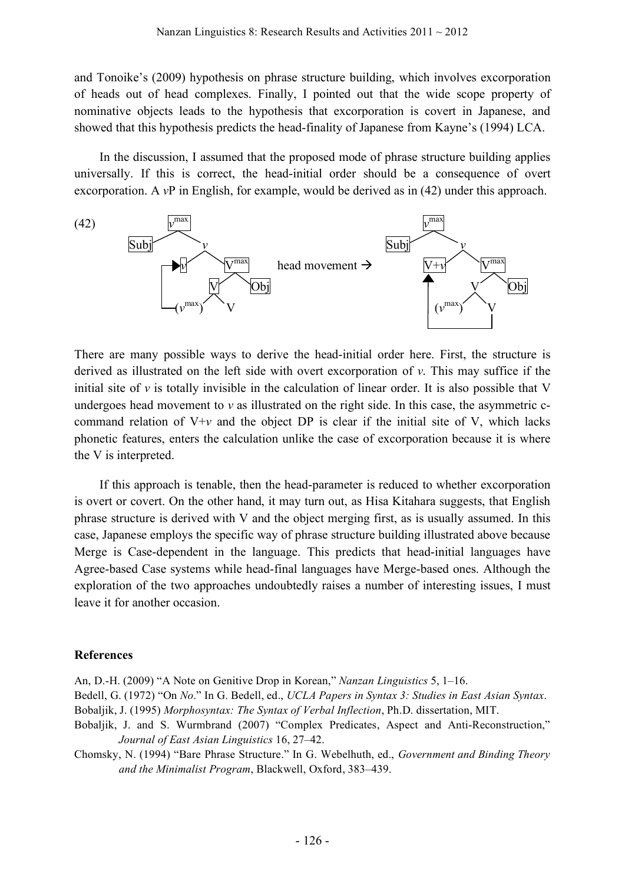and Tonoike's (2009) hypothesis on phrase structure building, which involves excorporation of heads out of head complexes. Finally, I pointed out that the wide scope property of nominative objects leads to the hypothesis that excorporation is covert in Japanese, and showed that this hypothesis predicts the head-finality of Japanese from Kayne's (1994) LCA.

In the discussion, I assumed that the proposed mode of phrase structure building applies universally. If this is correct, the head-initial order should be a consequence of overt excorporation. A *v*P in English, for example, would be derived as in (42) under this approach.

(42) [tree diagrams: left — $v^{max}$ dominating Subj and *v*; *v* dominating *v* and $V^{max}$; $V^{max}$ dominating V and Obj; V dominating ($v^{max}$) and V; arrow from ($v^{max}$) to *v*. "head movement →" right — $v^{max}$ dominating Subj and *v*; *v* dominating V+*v* and $V^{max}$; $V^{max}$ dominating V and Obj; V dominating ($v^{max}$) and V; arrow from V to V+*v*.]

There are many possible ways to derive the head-initial order here. First, the structure is derived as illustrated on the left side with overt excorporation of *v*. This may suffice if the initial site of *v* is totally invisible in the calculation of linear order. It is also possible that V undergoes head movement to *v* as illustrated on the right side. In this case, the asymmetric c-command relation of V+*v* and the object DP is clear if the initial site of V, which lacks phonetic features, enters the calculation unlike the case of excorporation because it is where the V is interpreted.

If this approach is tenable, then the head-parameter is reduced to whether excorporation is overt or covert. On the other hand, it may turn out, as Hisa Kitahara suggests, that English phrase structure is derived with V and the object merging first, as is usually assumed. In this case, Japanese employs the specific way of phrase structure building illustrated above because Merge is Case-dependent in the language. This predicts that head-initial languages have Agree-based Case systems while head-final languages have Merge-based ones. Although the exploration of the two approaches undoubtedly raises a number of interesting issues, I must leave it for another occasion.

## References

An, D.-H. (2009) "A Note on Genitive Drop in Korean," *Nanzan Linguistics* 5, 1–16.

Bedell, G. (1972) "On *No*." In G. Bedell, ed., *UCLA Papers in Syntax 3: Studies in East Asian Syntax*.

Bobaljik, J. (1995) *Morphosyntax: The Syntax of Verbal Inflection*, Ph.D. dissertation, MIT.

Bobaljik, J. and S. Wurmbrand (2007) "Complex Predicates, Aspect and Anti-Reconstruction," *Journal of East Asian Linguistics* 16, 27–42.

Chomsky, N. (1994) "Bare Phrase Structure." In G. Webelhuth, ed., *Government and Binding Theory and the Minimalist Program*, Blackwell, Oxford, 383–439.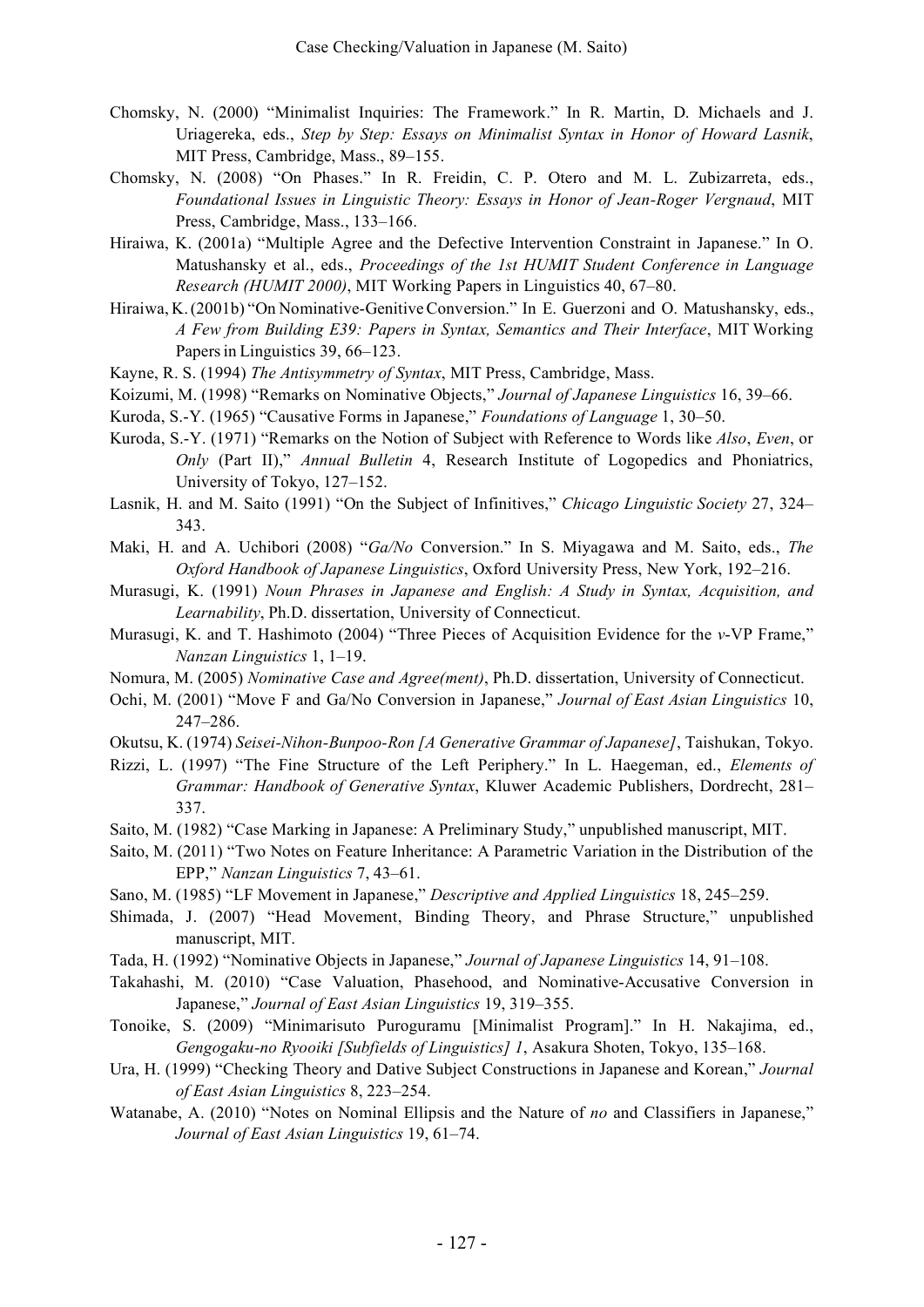Chomsky, N. (2000) "Minimalist Inquiries: The Framework." In R. Martin, D. Michaels and J. Uriagereka, eds., *Step by Step: Essays on Minimalist Syntax in Honor of Howard Lasnik*, MIT Press, Cambridge, Mass., 89–155.

Chomsky, N. (2008) "On Phases." In R. Freidin, C. P. Otero and M. L. Zubizarreta, eds., *Foundational Issues in Linguistic Theory: Essays in Honor of Jean-Roger Vergnaud*, MIT Press, Cambridge, Mass., 133–166.

Hiraiwa, K. (2001a) "Multiple Agree and the Defective Intervention Constraint in Japanese." In O. Matushansky et al., eds., *Proceedings of the 1st HUMIT Student Conference in Language Research (HUMIT 2000)*, MIT Working Papers in Linguistics 40, 67–80.

Hiraiwa, K. (2001b) "On Nominative-Genitive Conversion." In E. Guerzoni and O. Matushansky, eds., *A Few from Building E39: Papers in Syntax, Semantics and Their Interface*, MIT Working Papers in Linguistics 39, 66–123.

Kayne, R. S. (1994) *The Antisymmetry of Syntax*, MIT Press, Cambridge, Mass.

Koizumi, M. (1998) "Remarks on Nominative Objects," *Journal of Japanese Linguistics* 16, 39–66.

Kuroda, S.-Y. (1965) "Causative Forms in Japanese," *Foundations of Language* 1, 30–50.

Kuroda, S.-Y. (1971) "Remarks on the Notion of Subject with Reference to Words like *Also*, *Even*, or *Only* (Part II)," *Annual Bulletin* 4, Research Institute of Logopedics and Phoniatrics, University of Tokyo, 127–152.

Lasnik, H. and M. Saito (1991) "On the Subject of Infinitives," *Chicago Linguistic Society* 27, 324–343.

Maki, H. and A. Uchibori (2008) "*Ga/No* Conversion." In S. Miyagawa and M. Saito, eds., *The Oxford Handbook of Japanese Linguistics*, Oxford University Press, New York, 192–216.

Murasugi, K. (1991) *Noun Phrases in Japanese and English: A Study in Syntax, Acquisition, and Learnability*, Ph.D. dissertation, University of Connecticut.

Murasugi, K. and T. Hashimoto (2004) "Three Pieces of Acquisition Evidence for the *v*-VP Frame," *Nanzan Linguistics* 1, 1–19.

Nomura, M. (2005) *Nominative Case and Agree(ment)*, Ph.D. dissertation, University of Connecticut.

Ochi, M. (2001) "Move F and Ga/No Conversion in Japanese," *Journal of East Asian Linguistics* 10, 247–286.

Okutsu, K. (1974) *Seisei-Nihon-Bunpoo-Ron [A Generative Grammar of Japanese]*, Taishukan, Tokyo.

Rizzi, L. (1997) "The Fine Structure of the Left Periphery." In L. Haegeman, ed., *Elements of Grammar: Handbook of Generative Syntax*, Kluwer Academic Publishers, Dordrecht, 281–337.

Saito, M. (1982) "Case Marking in Japanese: A Preliminary Study," unpublished manuscript, MIT.

Saito, M. (2011) "Two Notes on Feature Inheritance: A Parametric Variation in the Distribution of the EPP," *Nanzan Linguistics* 7, 43–61.

Sano, M. (1985) "LF Movement in Japanese," *Descriptive and Applied Linguistics* 18, 245–259.

Shimada, J. (2007) "Head Movement, Binding Theory, and Phrase Structure," unpublished manuscript, MIT.

Tada, H. (1992) "Nominative Objects in Japanese," *Journal of Japanese Linguistics* 14, 91–108.

Takahashi, M. (2010) "Case Valuation, Phasehood, and Nominative-Accusative Conversion in Japanese," *Journal of East Asian Linguistics* 19, 319–355.

Tonoike, S. (2009) "Minimarisuto Puroguramu [Minimalist Program]." In H. Nakajima, ed., *Gengogaku-no Ryooiki [Subfields of Linguistics] 1*, Asakura Shoten, Tokyo, 135–168.

Ura, H. (1999) "Checking Theory and Dative Subject Constructions in Japanese and Korean," *Journal of East Asian Linguistics* 8, 223–254.

Watanabe, A. (2010) "Notes on Nominal Ellipsis and the Nature of *no* and Classifiers in Japanese," *Journal of East Asian Linguistics* 19, 61–74.